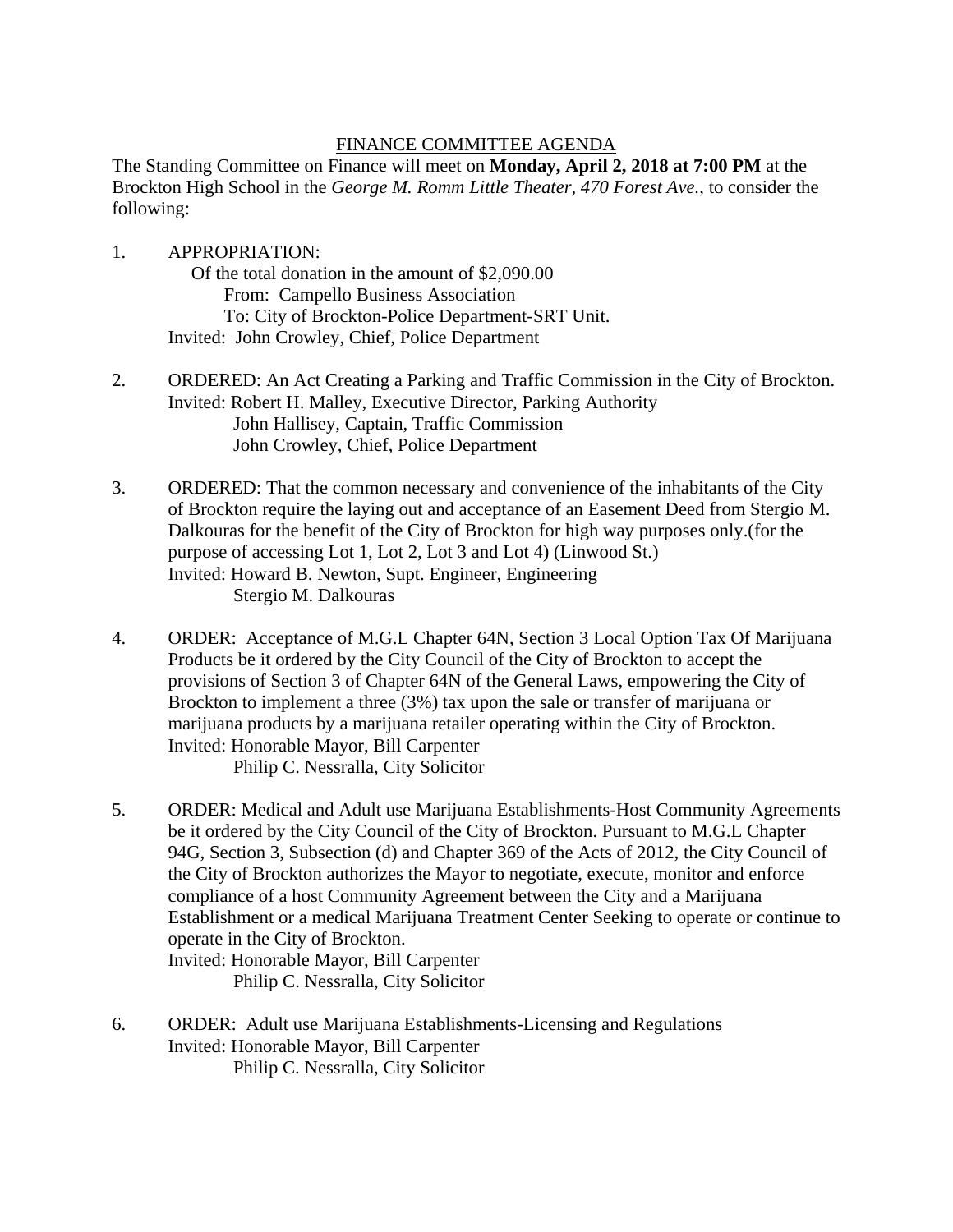# FINANCE COMMITTEE AGENDA

The Standing Committee on Finance will meet on **Monday, April 2, 2018 at 7:00 PM** at the Brockton High School in the *George M. Romm Little Theater*, *470 Forest Ave.*, to consider the following:

1. APPROPRIATION:
   Of the total donation in the amount of $2,090.00
   From: Campello Business Association
   To: City of Brockton-Police Department-SRT Unit.
   Invited: John Crowley, Chief, Police Department

2. ORDERED: An Act Creating a Parking and Traffic Commission in the City of Brockton.
   Invited: Robert H. Malley, Executive Director, Parking Authority
   John Hallisey, Captain, Traffic Commission
   John Crowley, Chief, Police Department

3. ORDERED: That the common necessary and convenience of the inhabitants of the City of Brockton require the laying out and acceptance of an Easement Deed from Stergio M. Dalkouras for the benefit of the City of Brockton for high way purposes only.(for the purpose of accessing Lot 1, Lot 2, Lot 3 and Lot 4) (Linwood St.)
   Invited: Howard B. Newton, Supt. Engineer, Engineering
   Stergio M. Dalkouras

4. ORDER: Acceptance of M.G.L Chapter 64N, Section 3 Local Option Tax Of Marijuana Products be it ordered by the City Council of the City of Brockton to accept the provisions of Section 3 of Chapter 64N of the General Laws, empowering the City of Brockton to implement a three (3%) tax upon the sale or transfer of marijuana or marijuana products by a marijuana retailer operating within the City of Brockton.
   Invited: Honorable Mayor, Bill Carpenter
   Philip C. Nessralla, City Solicitor

5. ORDER: Medical and Adult use Marijuana Establishments-Host Community Agreements be it ordered by the City Council of the City of Brockton. Pursuant to M.G.L Chapter 94G, Section 3, Subsection (d) and Chapter 369 of the Acts of 2012, the City Council of the City of Brockton authorizes the Mayor to negotiate, execute, monitor and enforce compliance of a host Community Agreement between the City and a Marijuana Establishment or a medical Marijuana Treatment Center Seeking to operate or continue to operate in the City of Brockton.
   Invited: Honorable Mayor, Bill Carpenter
   Philip C. Nessralla, City Solicitor

6. ORDER: Adult use Marijuana Establishments-Licensing and Regulations
   Invited: Honorable Mayor, Bill Carpenter
   Philip C. Nessralla, City Solicitor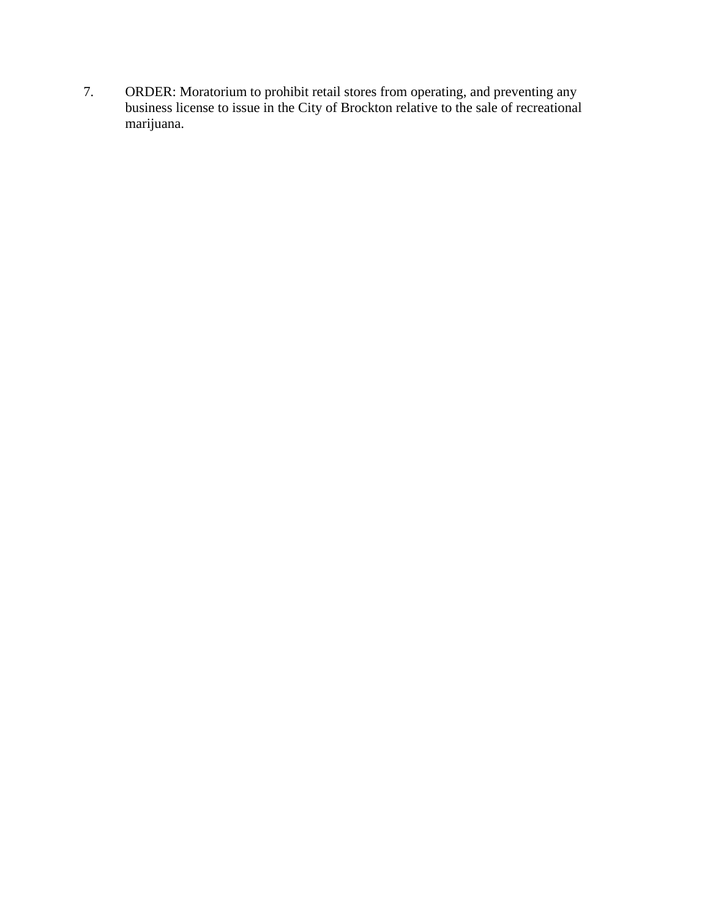7. ORDER: Moratorium to prohibit retail stores from operating, and preventing any business license to issue in the City of Brockton relative to the sale of recreational marijuana.